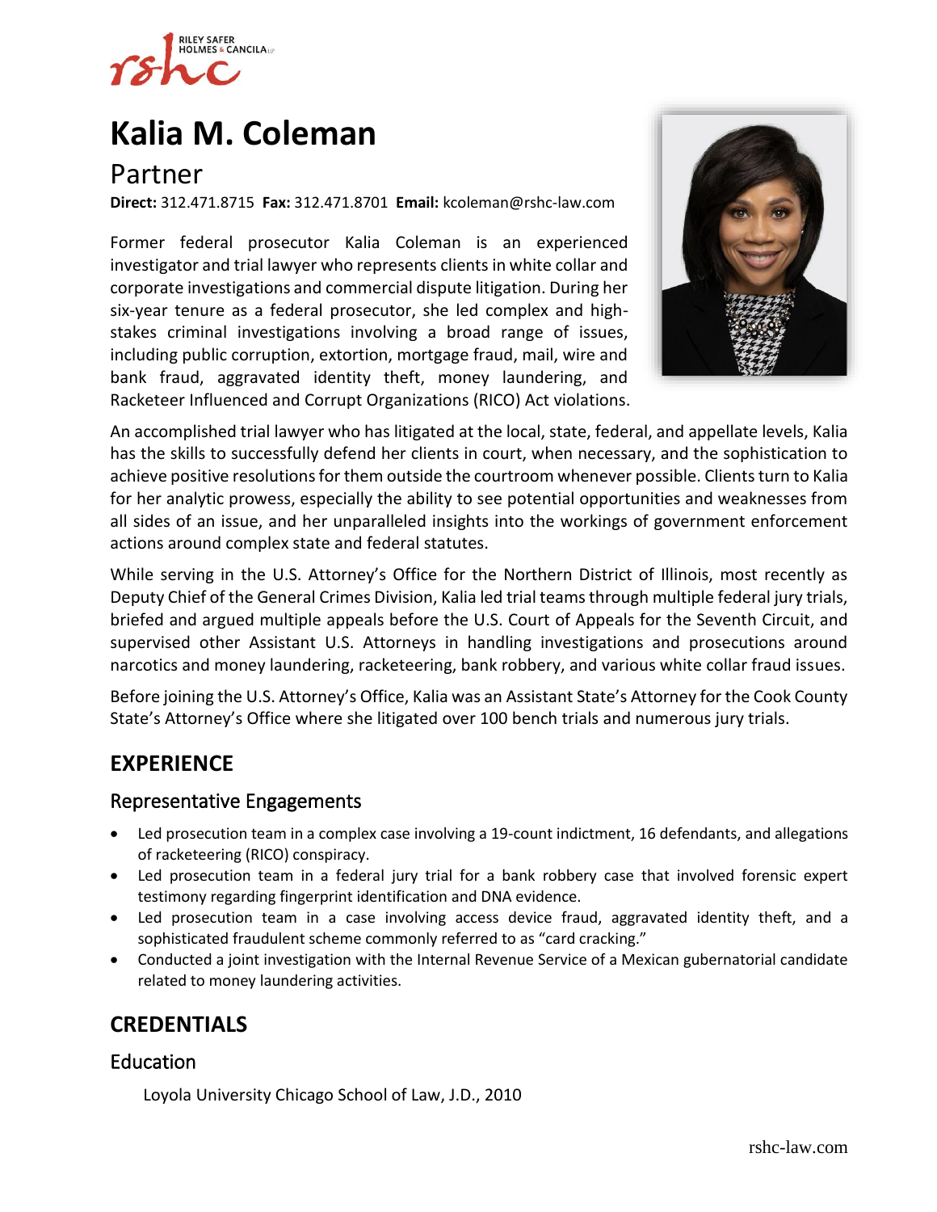# Kalia M. Coleman

## Partner

**Direct:** 312.471.8715 **Fax:** 312.471.8701 **Email:** kcoleman@rshc-law.com

Former federal prosecutor Kalia Coleman is an experienced investigator and trial lawyer who represents clients in white collar and corporate investigations and commercial dispute litigation. During her six-year tenure as a federal prosecutor, she led complex and high-stakes criminal investigations involving a broad range of issues, including public corruption, extortion, mortgage fraud, mail, wire and bank fraud, aggravated identity theft, money laundering, and Racketeer Influenced and Corrupt Organizations (RICO) Act violations.

An accomplished trial lawyer who has litigated at the local, state, federal, and appellate levels, Kalia has the skills to successfully defend her clients in court, when necessary, and the sophistication to achieve positive resolutions for them outside the courtroom whenever possible. Clients turn to Kalia for her analytic prowess, especially the ability to see potential opportunities and weaknesses from all sides of an issue, and her unparalleled insights into the workings of government enforcement actions around complex state and federal statutes.

While serving in the U.S. Attorney's Office for the Northern District of Illinois, most recently as Deputy Chief of the General Crimes Division, Kalia led trial teams through multiple federal jury trials, briefed and argued multiple appeals before the U.S. Court of Appeals for the Seventh Circuit, and supervised other Assistant U.S. Attorneys in handling investigations and prosecutions around narcotics and money laundering, racketeering, bank robbery, and various white collar fraud issues.

Before joining the U.S. Attorney's Office, Kalia was an Assistant State's Attorney for the Cook County State's Attorney's Office where she litigated over 100 bench trials and numerous jury trials.

## EXPERIENCE

### Representative Engagements

- Led prosecution team in a complex case involving a 19-count indictment, 16 defendants, and allegations of racketeering (RICO) conspiracy.
- Led prosecution team in a federal jury trial for a bank robbery case that involved forensic expert testimony regarding fingerprint identification and DNA evidence.
- Led prosecution team in a case involving access device fraud, aggravated identity theft, and a sophisticated fraudulent scheme commonly referred to as "card cracking."
- Conducted a joint investigation with the Internal Revenue Service of a Mexican gubernatorial candidate related to money laundering activities.

## CREDENTIALS

### Education

Loyola University Chicago School of Law, J.D., 2010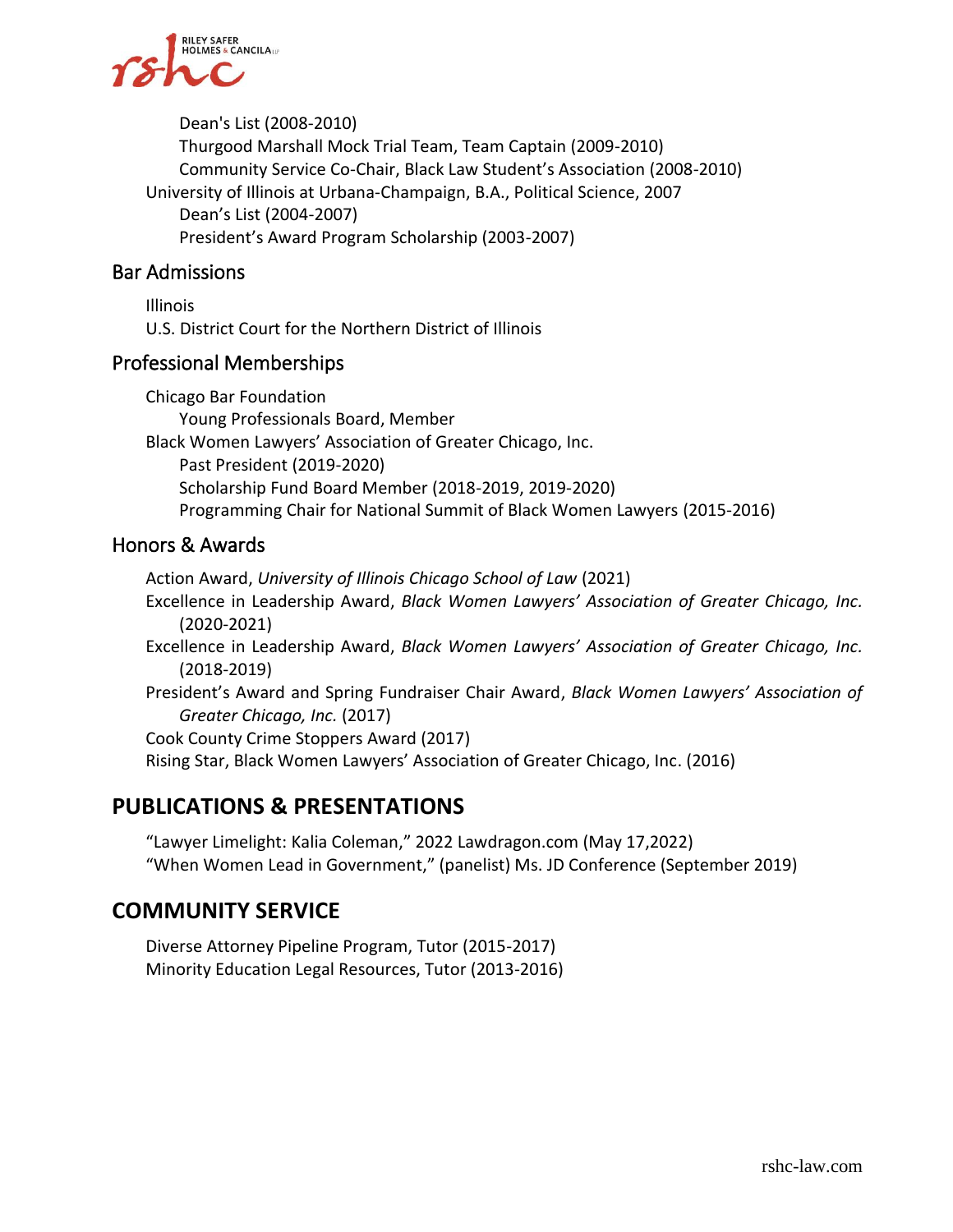Dean's List (2008-2010)
Thurgood Marshall Mock Trial Team, Team Captain (2009-2010)
Community Service Co-Chair, Black Law Student's Association (2008-2010)

University of Illinois at Urbana-Champaign, B.A., Political Science, 2007
Dean's List (2004-2007)
President's Award Program Scholarship (2003-2007)

## Bar Admissions

Illinois
U.S. District Court for the Northern District of Illinois

## Professional Memberships

Chicago Bar Foundation
Young Professionals Board, Member

Black Women Lawyers' Association of Greater Chicago, Inc.
Past President (2019-2020)
Scholarship Fund Board Member (2018-2019, 2019-2020)
Programming Chair for National Summit of Black Women Lawyers (2015-2016)

## Honors & Awards

Action Award, *University of Illinois Chicago School of Law* (2021)
Excellence in Leadership Award, *Black Women Lawyers' Association of Greater Chicago, Inc.* (2020-2021)
Excellence in Leadership Award, *Black Women Lawyers' Association of Greater Chicago, Inc.* (2018-2019)
President's Award and Spring Fundraiser Chair Award, *Black Women Lawyers' Association of Greater Chicago, Inc.* (2017)
Cook County Crime Stoppers Award (2017)
Rising Star, Black Women Lawyers' Association of Greater Chicago, Inc. (2016)

# PUBLICATIONS & PRESENTATIONS

"Lawyer Limelight: Kalia Coleman," 2022 Lawdragon.com (May 17,2022)
"When Women Lead in Government," (panelist) Ms. JD Conference (September 2019)

# COMMUNITY SERVICE

Diverse Attorney Pipeline Program, Tutor (2015-2017)
Minority Education Legal Resources, Tutor (2013-2016)